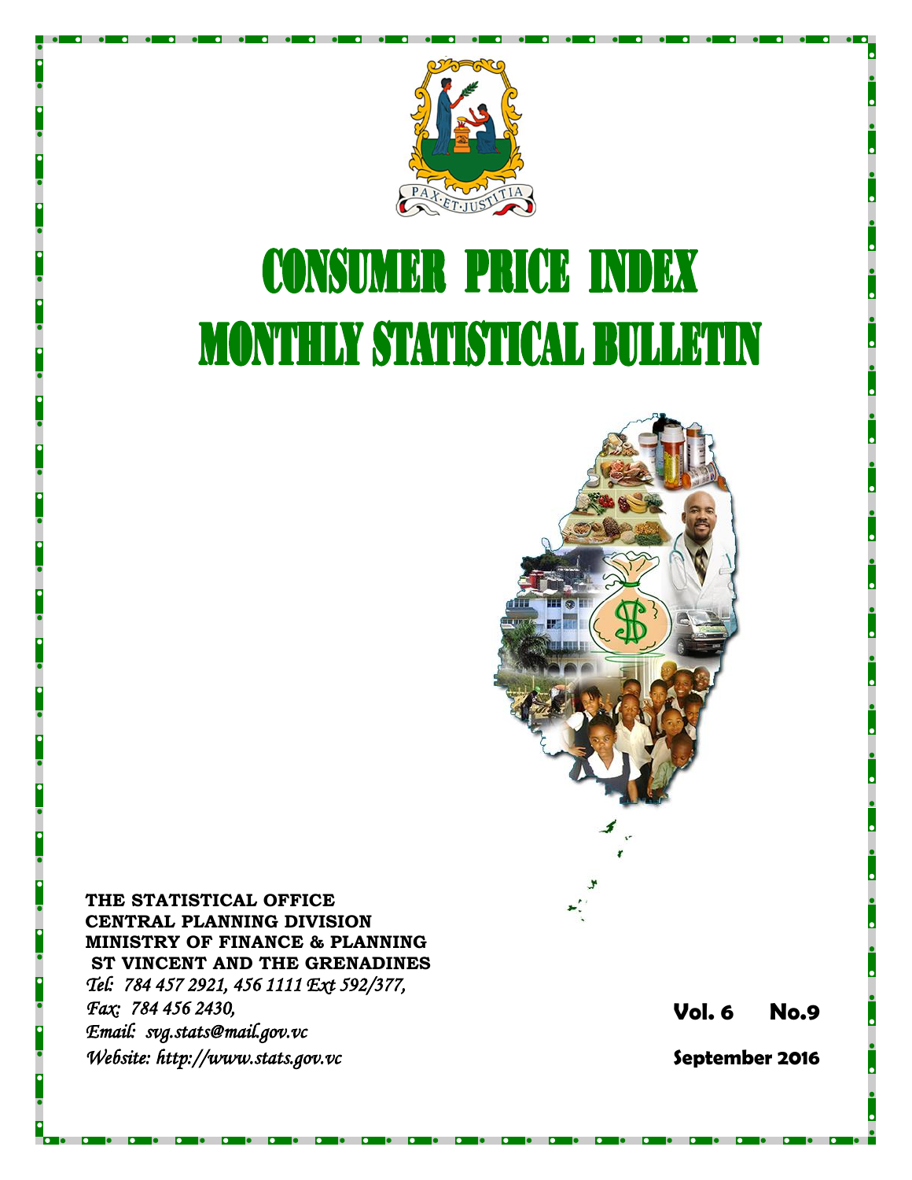# CONSUMER PRICE INDEX

# MONTHLY STATISTICAL BULLETIN

**THE STATISTICAL OFFICE**
**CENTRAL PLANNING DIVISION**
**MINISTRY OF FINANCE & PLANNING**
**ST VINCENT AND THE GRENADINES**
*Tel: 784 457 2921, 456 1111 Ext 592/377,*
*Fax: 784 456 2430,*
*Email: svg.stats@mail.gov.vc*
*Website: http://www.stats.gov.vc*

**Vol. 6 No.9**

**September 2016**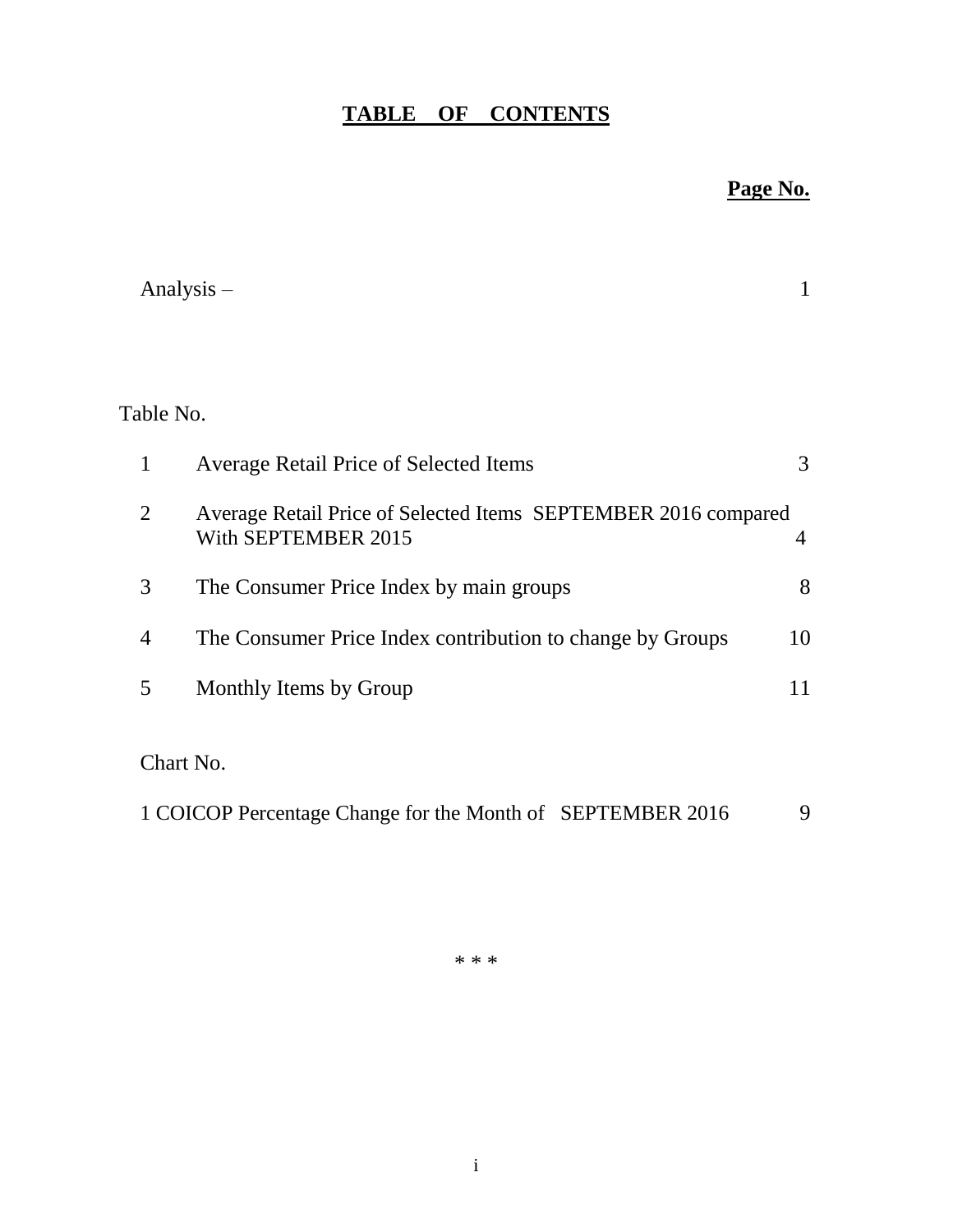# TABLE OF CONTENTS

**Page No.**

| | | |
|---|---|---|
| Analysis – | | 1 |
| **Table No.** | | |
| 1 | Average Retail Price of Selected Items | 3 |
| 2 | Average Retail Price of Selected Items SEPTEMBER 2016 compared With SEPTEMBER 2015 | 4 |
| 3 | The Consumer Price Index by main groups | 8 |
| 4 | The Consumer Price Index contribution to change by Groups | 10 |
| 5 | Monthly Items by Group | 11 |
| **Chart No.** | | |
| 1 | COICOP Percentage Change for the Month of SEPTEMBER 2016 | 9 |

\* \* \*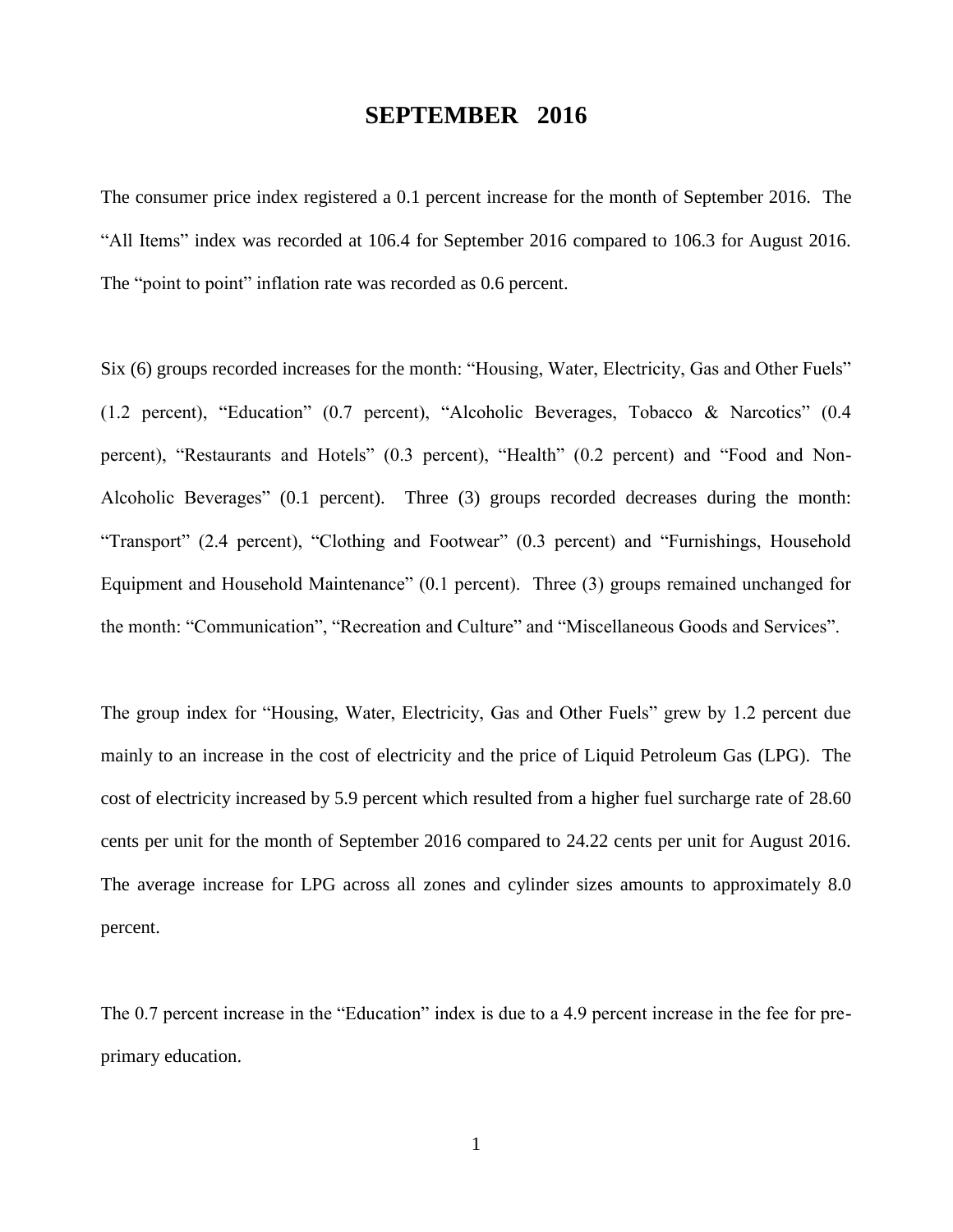# SEPTEMBER 2016

The consumer price index registered a 0.1 percent increase for the month of September 2016. The "All Items" index was recorded at 106.4 for September 2016 compared to 106.3 for August 2016. The "point to point" inflation rate was recorded as 0.6 percent.

Six (6) groups recorded increases for the month: "Housing, Water, Electricity, Gas and Other Fuels" (1.2 percent), "Education" (0.7 percent), "Alcoholic Beverages, Tobacco & Narcotics" (0.4 percent), "Restaurants and Hotels" (0.3 percent), "Health" (0.2 percent) and "Food and Non-Alcoholic Beverages" (0.1 percent). Three (3) groups recorded decreases during the month: "Transport" (2.4 percent), "Clothing and Footwear" (0.3 percent) and "Furnishings, Household Equipment and Household Maintenance" (0.1 percent). Three (3) groups remained unchanged for the month: "Communication", "Recreation and Culture" and "Miscellaneous Goods and Services".

The group index for "Housing, Water, Electricity, Gas and Other Fuels" grew by 1.2 percent due mainly to an increase in the cost of electricity and the price of Liquid Petroleum Gas (LPG). The cost of electricity increased by 5.9 percent which resulted from a higher fuel surcharge rate of 28.60 cents per unit for the month of September 2016 compared to 24.22 cents per unit for August 2016. The average increase for LPG across all zones and cylinder sizes amounts to approximately 8.0 percent.

The 0.7 percent increase in the "Education" index is due to a 4.9 percent increase in the fee for pre-primary education.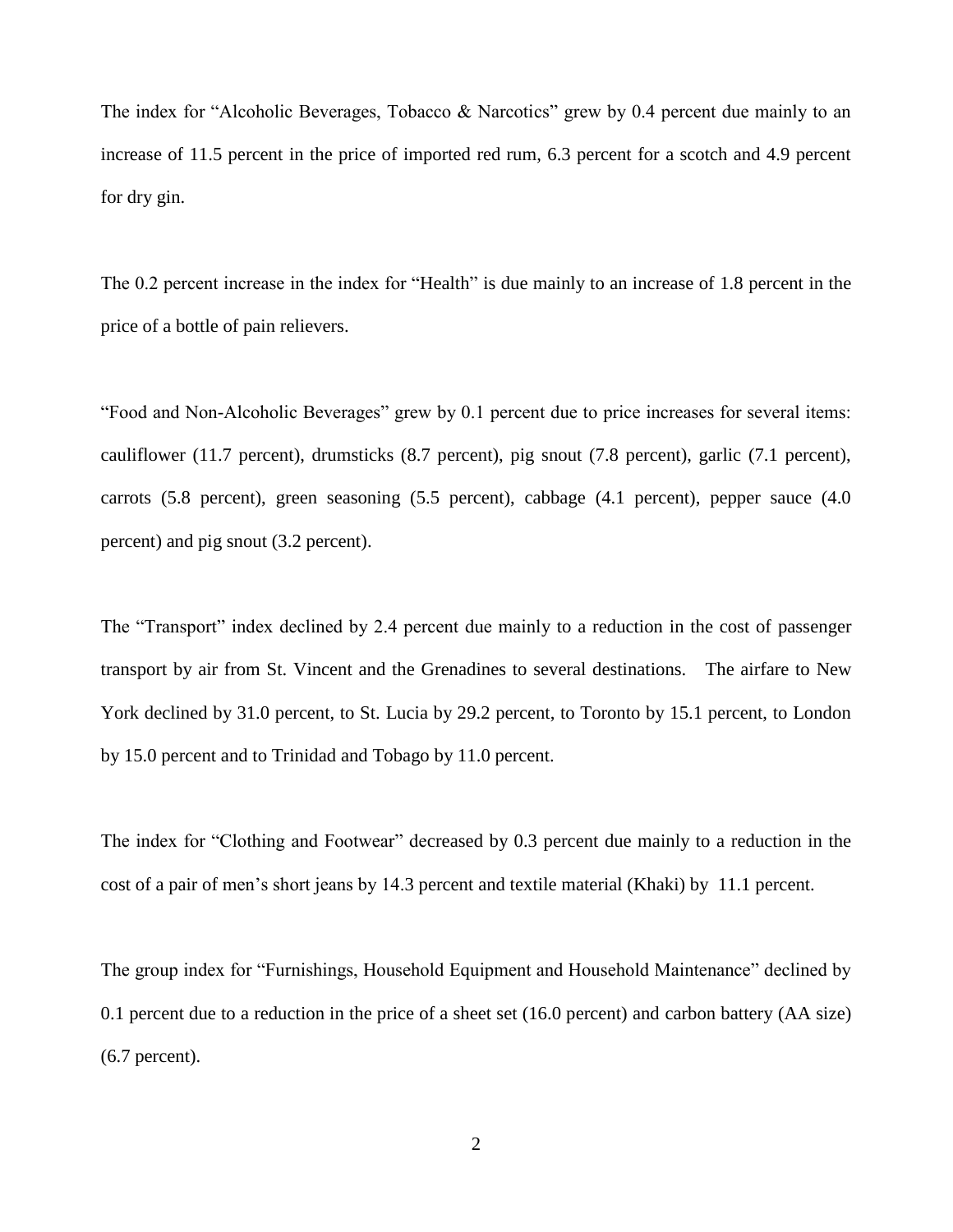The index for "Alcoholic Beverages, Tobacco & Narcotics" grew by 0.4 percent due mainly to an increase of 11.5 percent in the price of imported red rum, 6.3 percent for a scotch and 4.9 percent for dry gin.

The 0.2 percent increase in the index for "Health" is due mainly to an increase of 1.8 percent in the price of a bottle of pain relievers.

"Food and Non-Alcoholic Beverages" grew by 0.1 percent due to price increases for several items: cauliflower (11.7 percent), drumsticks (8.7 percent), pig snout (7.8 percent), garlic (7.1 percent), carrots (5.8 percent), green seasoning (5.5 percent), cabbage (4.1 percent), pepper sauce (4.0 percent) and pig snout (3.2 percent).

The "Transport" index declined by 2.4 percent due mainly to a reduction in the cost of passenger transport by air from St. Vincent and the Grenadines to several destinations. The airfare to New York declined by 31.0 percent, to St. Lucia by 29.2 percent, to Toronto by 15.1 percent, to London by 15.0 percent and to Trinidad and Tobago by 11.0 percent.

The index for "Clothing and Footwear" decreased by 0.3 percent due mainly to a reduction in the cost of a pair of men's short jeans by 14.3 percent and textile material (Khaki) by 11.1 percent.

The group index for "Furnishings, Household Equipment and Household Maintenance" declined by 0.1 percent due to a reduction in the price of a sheet set (16.0 percent) and carbon battery (AA size) (6.7 percent).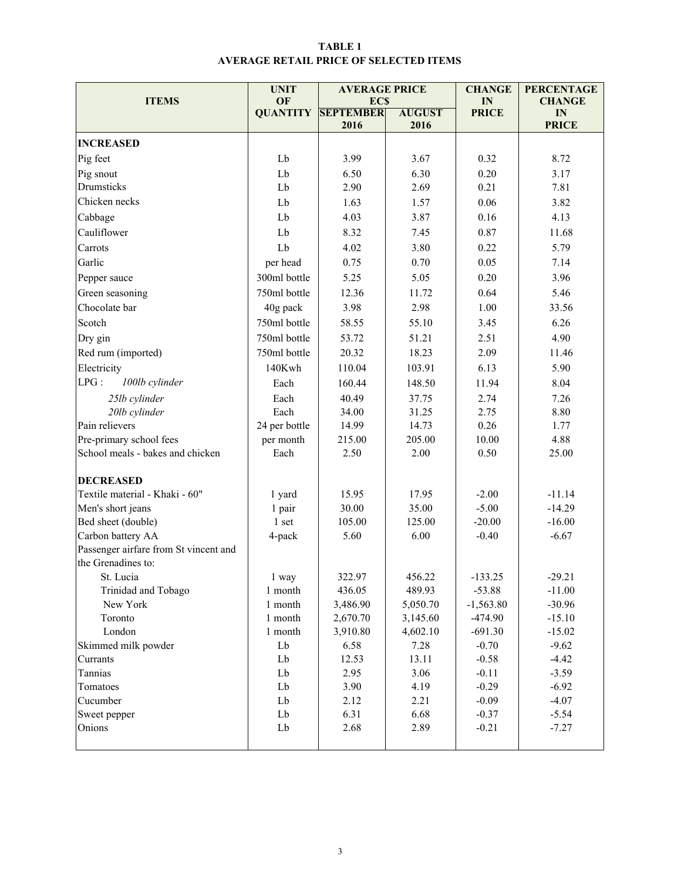**TABLE 1**
**AVERAGE RETAIL PRICE OF SELECTED ITEMS**

| ITEMS | UNIT OF QUANTITY | AVERAGE PRICE EC$ | | CHANGE IN PRICE | PERCENTAGE CHANGE IN PRICE |
|---|---|---|---|---|---|
| | | SEPTEMBER 2016 | AUGUST 2016 | | |
| **INCREASED** | | | | | |
| Pig feet | Lb | 3.99 | 3.67 | 0.32 | 8.72 |
| Pig snout | Lb | 6.50 | 6.30 | 0.20 | 3.17 |
| Drumsticks | Lb | 2.90 | 2.69 | 0.21 | 7.81 |
| Chicken necks | Lb | 1.63 | 1.57 | 0.06 | 3.82 |
| Cabbage | Lb | 4.03 | 3.87 | 0.16 | 4.13 |
| Cauliflower | Lb | 8.32 | 7.45 | 0.87 | 11.68 |
| Carrots | Lb | 4.02 | 3.80 | 0.22 | 5.79 |
| Garlic | per head | 0.75 | 0.70 | 0.05 | 7.14 |
| Pepper sauce | 300ml bottle | 5.25 | 5.05 | 0.20 | 3.96 |
| Green seasoning | 750ml bottle | 12.36 | 11.72 | 0.64 | 5.46 |
| Chocolate bar | 40g pack | 3.98 | 2.98 | 1.00 | 33.56 |
| Scotch | 750ml bottle | 58.55 | 55.10 | 3.45 | 6.26 |
| Dry gin | 750ml bottle | 53.72 | 51.21 | 2.51 | 4.90 |
| Red rum (imported) | 750ml bottle | 20.32 | 18.23 | 2.09 | 11.46 |
| Electricity | 140Kwh | 110.04 | 103.91 | 6.13 | 5.90 |
| LPG : *100lb cylinder* | Each | 160.44 | 148.50 | 11.94 | 8.04 |
| *25lb cylinder* | Each | 40.49 | 37.75 | 2.74 | 7.26 |
| *20lb cylinder* | Each | 34.00 | 31.25 | 2.75 | 8.80 |
| Pain relievers | 24 per bottle | 14.99 | 14.73 | 0.26 | 1.77 |
| Pre-primary school fees | per month | 215.00 | 205.00 | 10.00 | 4.88 |
| School meals - bakes and chicken | Each | 2.50 | 2.00 | 0.50 | 25.00 |
| **DECREASED** | | | | | |
| Textile material - Khaki - 60" | 1 yard | 15.95 | 17.95 | -2.00 | -11.14 |
| Men's short jeans | 1 pair | 30.00 | 35.00 | -5.00 | -14.29 |
| Bed sheet (double) | 1 set | 105.00 | 125.00 | -20.00 | -16.00 |
| Carbon battery AA | 4-pack | 5.60 | 6.00 | -0.40 | -6.67 |
| Passenger airfare from St vincent and the Grenadines to: | | | | | |
| St. Lucia | 1 way | 322.97 | 456.22 | -133.25 | -29.21 |
| Trinidad and Tobago | 1 month | 436.05 | 489.93 | -53.88 | -11.00 |
| New York | 1 month | 3,486.90 | 5,050.70 | -1,563.80 | -30.96 |
| Toronto | 1 month | 2,670.70 | 3,145.60 | -474.90 | -15.10 |
| London | 1 month | 3,910.80 | 4,602.10 | -691.30 | -15.02 |
| Skimmed milk powder | Lb | 6.58 | 7.28 | -0.70 | -9.62 |
| Currants | Lb | 12.53 | 13.11 | -0.58 | -4.42 |
| Tannias | Lb | 2.95 | 3.06 | -0.11 | -3.59 |
| Tomatoes | Lb | 3.90 | 4.19 | -0.29 | -6.92 |
| Cucumber | Lb | 2.12 | 2.21 | -0.09 | -4.07 |
| Sweet pepper | Lb | 6.31 | 6.68 | -0.37 | -5.54 |
| Onions | Lb | 2.68 | 2.89 | -0.21 | -7.27 |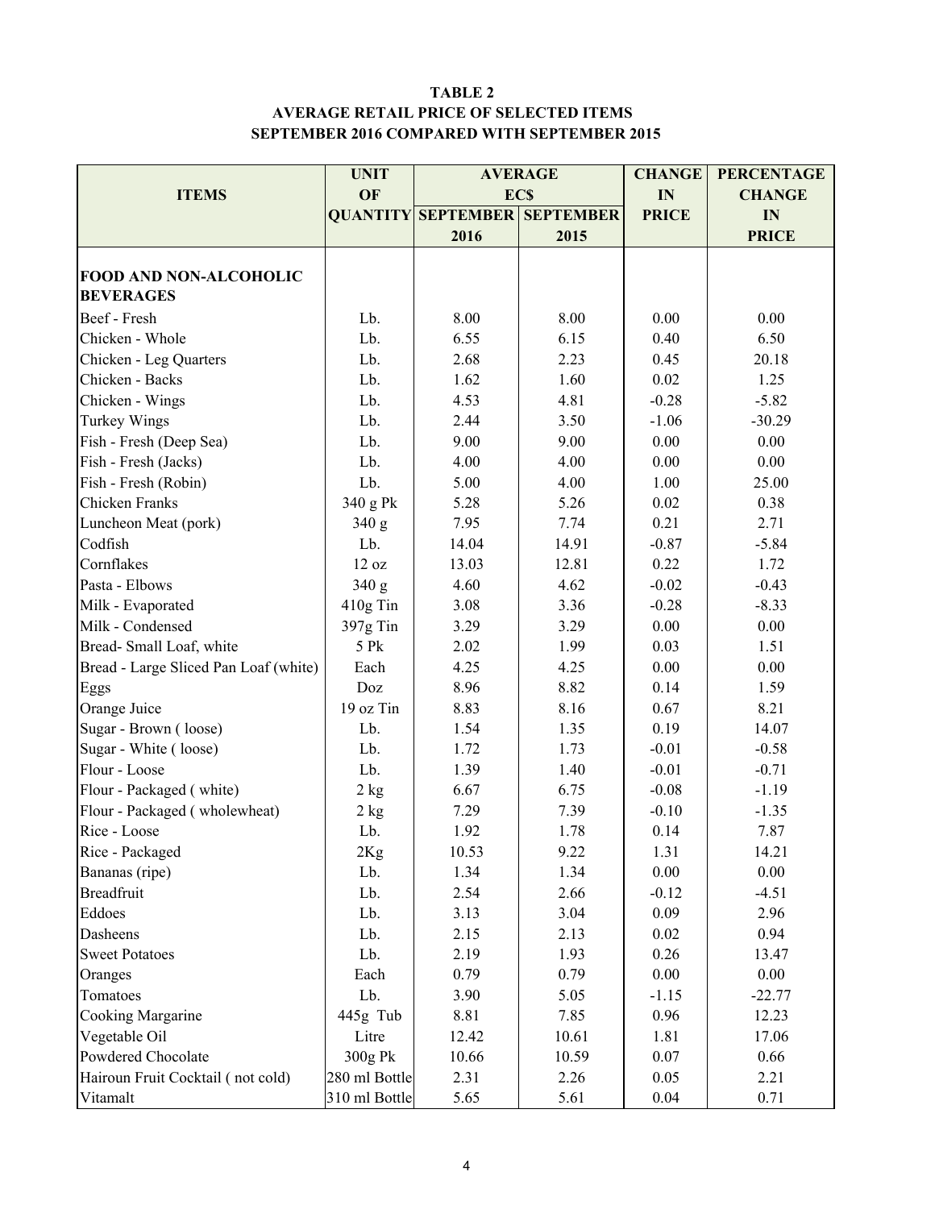**TABLE 2**
**AVERAGE RETAIL PRICE OF SELECTED ITEMS**
**SEPTEMBER 2016 COMPARED WITH SEPTEMBER 2015**

| ITEMS | UNIT OF QUANTITY | AVERAGE EC$ | | CHANGE IN PRICE | PERCENTAGE CHANGE IN PRICE |
|---|---|---|---|---|---|
| | | SEPTEMBER 2016 | SEPTEMBER 2015 | | |
| **FOOD AND NON-ALCOHOLIC BEVERAGES** | | | | | |
| Beef - Fresh | Lb. | 8.00 | 8.00 | 0.00 | 0.00 |
| Chicken - Whole | Lb. | 6.55 | 6.15 | 0.40 | 6.50 |
| Chicken - Leg Quarters | Lb. | 2.68 | 2.23 | 0.45 | 20.18 |
| Chicken - Backs | Lb. | 1.62 | 1.60 | 0.02 | 1.25 |
| Chicken - Wings | Lb. | 4.53 | 4.81 | -0.28 | -5.82 |
| Turkey Wings | Lb. | 2.44 | 3.50 | -1.06 | -30.29 |
| Fish - Fresh (Deep Sea) | Lb. | 9.00 | 9.00 | 0.00 | 0.00 |
| Fish - Fresh (Jacks) | Lb. | 4.00 | 4.00 | 0.00 | 0.00 |
| Fish - Fresh (Robin) | Lb. | 5.00 | 4.00 | 1.00 | 25.00 |
| Chicken Franks | 340 g Pk | 5.28 | 5.26 | 0.02 | 0.38 |
| Luncheon Meat (pork) | 340 g | 7.95 | 7.74 | 0.21 | 2.71 |
| Codfish | Lb. | 14.04 | 14.91 | -0.87 | -5.84 |
| Cornflakes | 12 oz | 13.03 | 12.81 | 0.22 | 1.72 |
| Pasta - Elbows | 340 g | 4.60 | 4.62 | -0.02 | -0.43 |
| Milk - Evaporated | 410g Tin | 3.08 | 3.36 | -0.28 | -8.33 |
| Milk - Condensed | 397g Tin | 3.29 | 3.29 | 0.00 | 0.00 |
| Bread- Small Loaf, white | 5 Pk | 2.02 | 1.99 | 0.03 | 1.51 |
| Bread - Large Sliced Pan Loaf (white) | Each | 4.25 | 4.25 | 0.00 | 0.00 |
| Eggs | Doz | 8.96 | 8.82 | 0.14 | 1.59 |
| Orange Juice | 19 oz Tin | 8.83 | 8.16 | 0.67 | 8.21 |
| Sugar - Brown ( loose) | Lb. | 1.54 | 1.35 | 0.19 | 14.07 |
| Sugar - White ( loose) | Lb. | 1.72 | 1.73 | -0.01 | -0.58 |
| Flour - Loose | Lb. | 1.39 | 1.40 | -0.01 | -0.71 |
| Flour - Packaged ( white) | 2 kg | 6.67 | 6.75 | -0.08 | -1.19 |
| Flour - Packaged ( wholewheat) | 2 kg | 7.29 | 7.39 | -0.10 | -1.35 |
| Rice - Loose | Lb. | 1.92 | 1.78 | 0.14 | 7.87 |
| Rice - Packaged | 2Kg | 10.53 | 9.22 | 1.31 | 14.21 |
| Bananas (ripe) | Lb. | 1.34 | 1.34 | 0.00 | 0.00 |
| Breadfruit | Lb. | 2.54 | 2.66 | -0.12 | -4.51 |
| Eddoes | Lb. | 3.13 | 3.04 | 0.09 | 2.96 |
| Dasheens | Lb. | 2.15 | 2.13 | 0.02 | 0.94 |
| Sweet Potatoes | Lb. | 2.19 | 1.93 | 0.26 | 13.47 |
| Oranges | Each | 0.79 | 0.79 | 0.00 | 0.00 |
| Tomatoes | Lb. | 3.90 | 5.05 | -1.15 | -22.77 |
| Cooking Margarine | 445g Tub | 8.81 | 7.85 | 0.96 | 12.23 |
| Vegetable Oil | Litre | 12.42 | 10.61 | 1.81 | 17.06 |
| Powdered Chocolate | 300g Pk | 10.66 | 10.59 | 0.07 | 0.66 |
| Hairoun Fruit Cocktail ( not cold) | 280 ml Bottle | 2.31 | 2.26 | 0.05 | 2.21 |
| Vitamalt | 310 ml Bottle | 5.65 | 5.61 | 0.04 | 0.71 |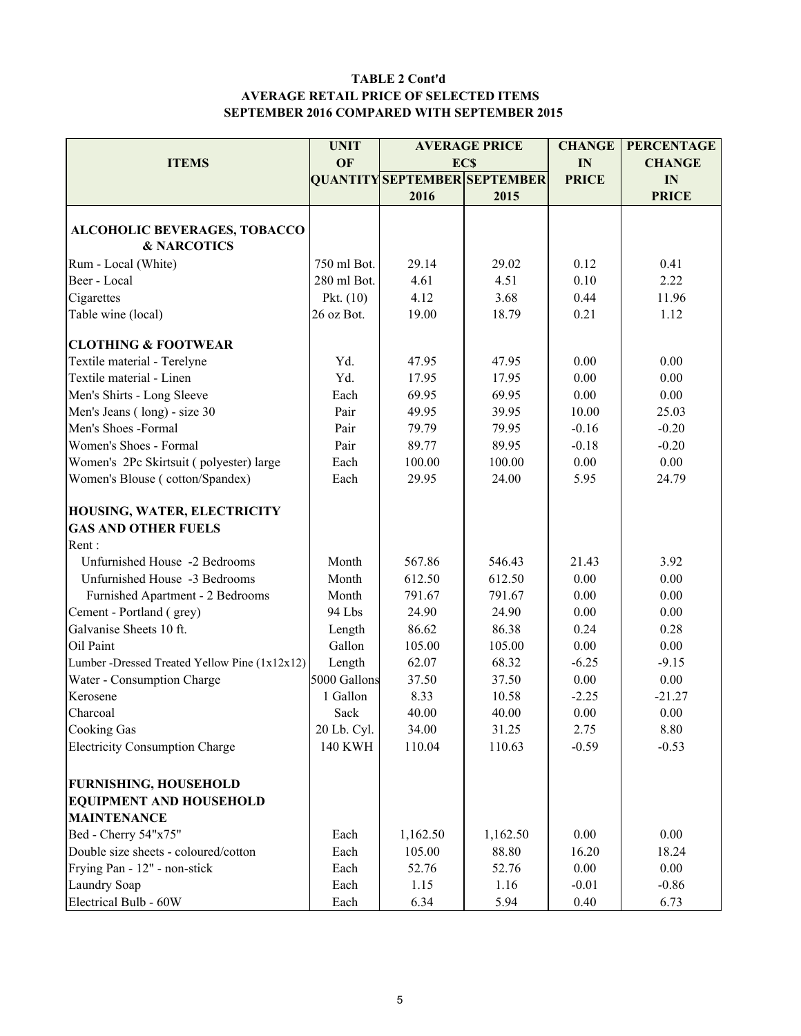**TABLE 2 Cont'd**
**AVERAGE RETAIL PRICE OF SELECTED ITEMS**
**SEPTEMBER 2016 COMPARED WITH SEPTEMBER 2015**

| ITEMS | UNIT OF QUANTITY | AVERAGE PRICE EC$ SEPTEMBER 2016 | SEPTEMBER 2015 | CHANGE IN PRICE | PERCENTAGE CHANGE IN PRICE |
|---|---|---|---|---|---|
| **ALCOHOLIC BEVERAGES, TOBACCO & NARCOTICS** | | | | | |
| Rum - Local (White) | 750 ml Bot. | 29.14 | 29.02 | 0.12 | 0.41 |
| Beer - Local | 280 ml Bot. | 4.61 | 4.51 | 0.10 | 2.22 |
| Cigarettes | Pkt. (10) | 4.12 | 3.68 | 0.44 | 11.96 |
| Table wine (local) | 26 oz Bot. | 19.00 | 18.79 | 0.21 | 1.12 |
| **CLOTHING & FOOTWEAR** | | | | | |
| Textile material - Terelyne | Yd. | 47.95 | 47.95 | 0.00 | 0.00 |
| Textile material - Linen | Yd. | 17.95 | 17.95 | 0.00 | 0.00 |
| Men's Shirts - Long Sleeve | Each | 69.95 | 69.95 | 0.00 | 0.00 |
| Men's Jeans ( long) - size 30 | Pair | 49.95 | 39.95 | 10.00 | 25.03 |
| Men's Shoes -Formal | Pair | 79.79 | 79.95 | -0.16 | -0.20 |
| Women's Shoes - Formal | Pair | 89.77 | 89.95 | -0.18 | -0.20 |
| Women's 2Pc Skirtsuit ( polyester) large | Each | 100.00 | 100.00 | 0.00 | 0.00 |
| Women's Blouse ( cotton/Spandex) | Each | 29.95 | 24.00 | 5.95 | 24.79 |
| **HOUSING, WATER, ELECTRICITY GAS AND OTHER FUELS** | | | | | |
| Rent : | | | | | |
| Unfurnished House -2 Bedrooms | Month | 567.86 | 546.43 | 21.43 | 3.92 |
| Unfurnished House -3 Bedrooms | Month | 612.50 | 612.50 | 0.00 | 0.00 |
| Furnished Apartment - 2 Bedrooms | Month | 791.67 | 791.67 | 0.00 | 0.00 |
| Cement - Portland ( grey) | 94 Lbs | 24.90 | 24.90 | 0.00 | 0.00 |
| Galvanise Sheets 10 ft. | Length | 86.62 | 86.38 | 0.24 | 0.28 |
| Oil Paint | Gallon | 105.00 | 105.00 | 0.00 | 0.00 |
| Lumber -Dressed Treated Yellow Pine (1x12x12) | Length | 62.07 | 68.32 | -6.25 | -9.15 |
| Water - Consumption Charge | 5000 Gallons | 37.50 | 37.50 | 0.00 | 0.00 |
| Kerosene | 1 Gallon | 8.33 | 10.58 | -2.25 | -21.27 |
| Charcoal | Sack | 40.00 | 40.00 | 0.00 | 0.00 |
| Cooking Gas | 20 Lb. Cyl. | 34.00 | 31.25 | 2.75 | 8.80 |
| Electricity Consumption Charge | 140 KWH | 110.04 | 110.63 | -0.59 | -0.53 |
| **FURNISHING, HOUSEHOLD EQUIPMENT AND HOUSEHOLD MAINTENANCE** | | | | | |
| Bed - Cherry 54"x75" | Each | 1,162.50 | 1,162.50 | 0.00 | 0.00 |
| Double size sheets - coloured/cotton | Each | 105.00 | 88.80 | 16.20 | 18.24 |
| Frying Pan - 12" - non-stick | Each | 52.76 | 52.76 | 0.00 | 0.00 |
| Laundry Soap | Each | 1.15 | 1.16 | -0.01 | -0.86 |
| Electrical Bulb - 60W | Each | 6.34 | 5.94 | 0.40 | 6.73 |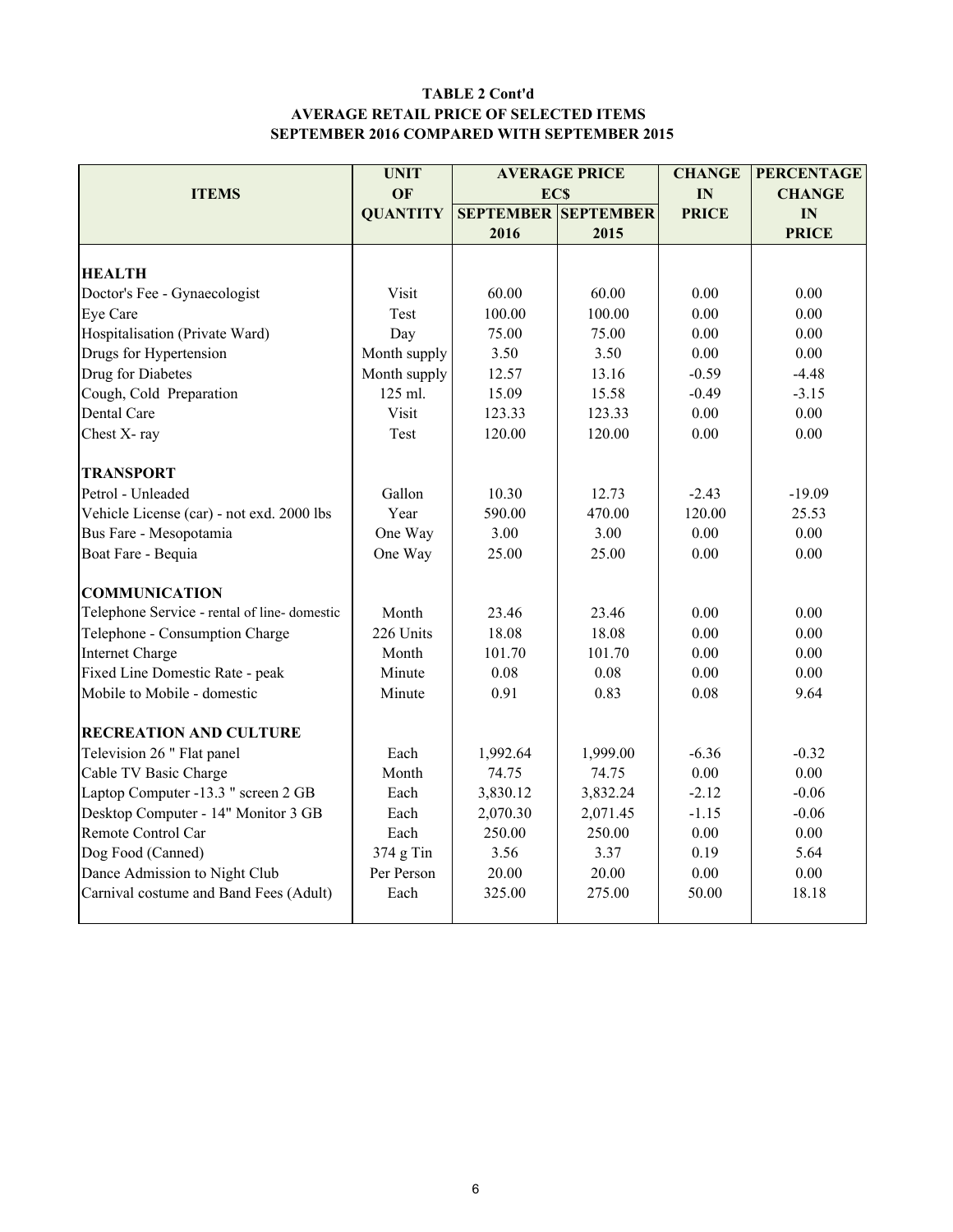**TABLE 2 Cont'd**
**AVERAGE RETAIL PRICE OF SELECTED ITEMS**
**SEPTEMBER 2016 COMPARED WITH SEPTEMBER 2015**

| ITEMS | UNIT OF QUANTITY | AVERAGE PRICE EC$ | | CHANGE IN PRICE | PERCENTAGE CHANGE IN PRICE |
|---|---|---|---|---|---|
| | | SEPTEMBER 2016 | SEPTEMBER 2015 | | |
| **HEALTH** | | | | | |
| Doctor's Fee - Gynaecologist | Visit | 60.00 | 60.00 | 0.00 | 0.00 |
| Eye Care | Test | 100.00 | 100.00 | 0.00 | 0.00 |
| Hospitalisation (Private Ward) | Day | 75.00 | 75.00 | 0.00 | 0.00 |
| Drugs for Hypertension | Month supply | 3.50 | 3.50 | 0.00 | 0.00 |
| Drug for Diabetes | Month supply | 12.57 | 13.16 | -0.59 | -4.48 |
| Cough, Cold Preparation | 125 ml. | 15.09 | 15.58 | -0.49 | -3.15 |
| Dental Care | Visit | 123.33 | 123.33 | 0.00 | 0.00 |
| Chest X- ray | Test | 120.00 | 120.00 | 0.00 | 0.00 |
| **TRANSPORT** | | | | | |
| Petrol - Unleaded | Gallon | 10.30 | 12.73 | -2.43 | -19.09 |
| Vehicle License (car) - not exd. 2000 lbs | Year | 590.00 | 470.00 | 120.00 | 25.53 |
| Bus Fare - Mesopotamia | One Way | 3.00 | 3.00 | 0.00 | 0.00 |
| Boat Fare - Bequia | One Way | 25.00 | 25.00 | 0.00 | 0.00 |
| **COMMUNICATION** | | | | | |
| Telephone Service - rental of line- domestic | Month | 23.46 | 23.46 | 0.00 | 0.00 |
| Telephone - Consumption Charge | 226 Units | 18.08 | 18.08 | 0.00 | 0.00 |
| Internet Charge | Month | 101.70 | 101.70 | 0.00 | 0.00 |
| Fixed Line Domestic Rate - peak | Minute | 0.08 | 0.08 | 0.00 | 0.00 |
| Mobile to Mobile - domestic | Minute | 0.91 | 0.83 | 0.08 | 9.64 |
| **RECREATION AND CULTURE** | | | | | |
| Television 26 " Flat panel | Each | 1,992.64 | 1,999.00 | -6.36 | -0.32 |
| Cable TV Basic Charge | Month | 74.75 | 74.75 | 0.00 | 0.00 |
| Laptop Computer -13.3 " screen 2 GB | Each | 3,830.12 | 3,832.24 | -2.12 | -0.06 |
| Desktop Computer - 14" Monitor 3 GB | Each | 2,070.30 | 2,071.45 | -1.15 | -0.06 |
| Remote Control Car | Each | 250.00 | 250.00 | 0.00 | 0.00 |
| Dog Food (Canned) | 374 g Tin | 3.56 | 3.37 | 0.19 | 5.64 |
| Dance Admission to Night Club | Per Person | 20.00 | 20.00 | 0.00 | 0.00 |
| Carnival costume and Band Fees (Adult) | Each | 325.00 | 275.00 | 50.00 | 18.18 |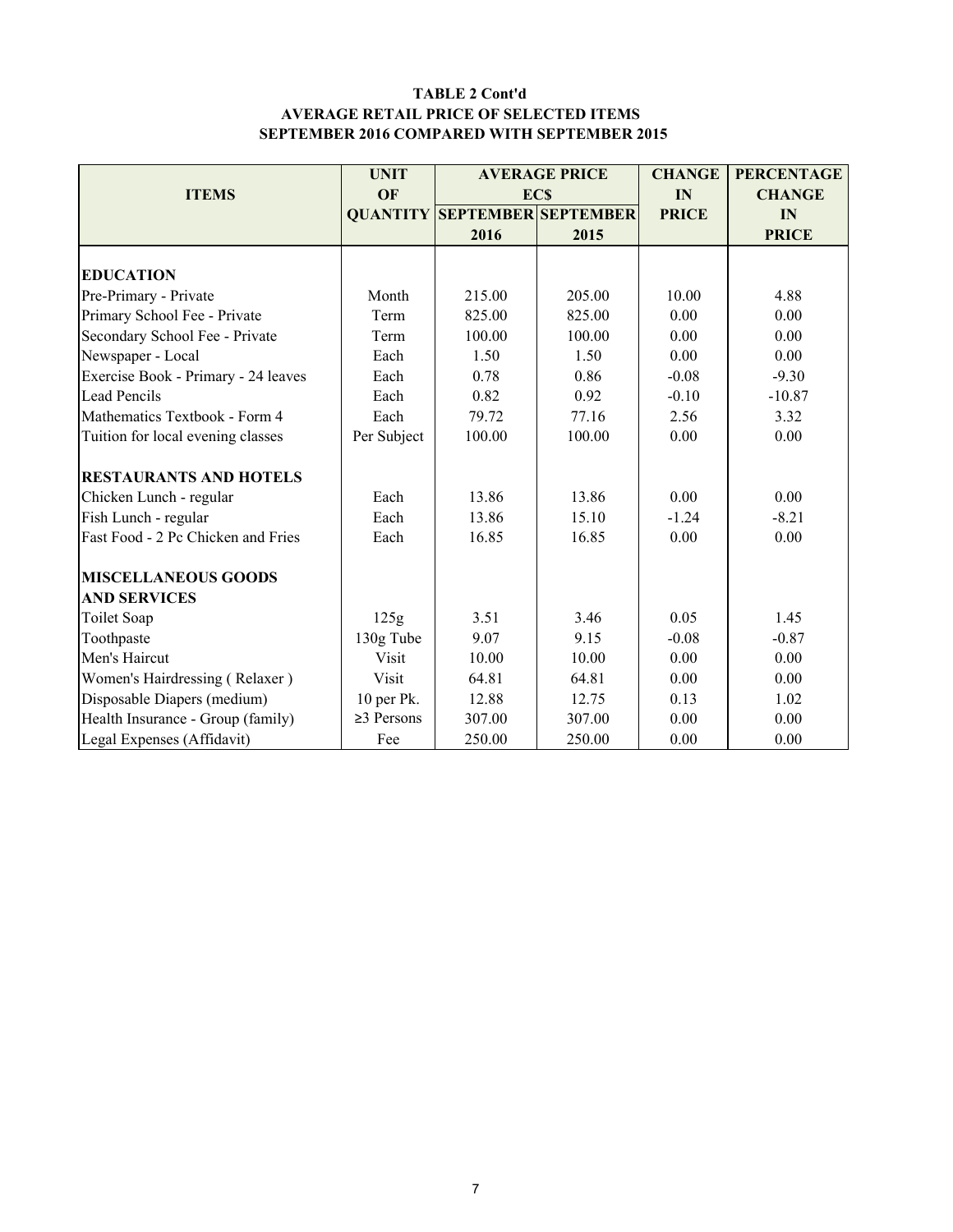**TABLE 2 Cont'd**
**AVERAGE RETAIL PRICE OF SELECTED ITEMS**
**SEPTEMBER 2016 COMPARED WITH SEPTEMBER 2015**

| ITEMS | UNIT OF QUANTITY | AVERAGE PRICE EC$ | | CHANGE IN PRICE | PERCENTAGE CHANGE IN PRICE |
|---|---|---|---|---|---|
| | | SEPTEMBER 2016 | SEPTEMBER 2015 | | |
| **EDUCATION** | | | | | |
| Pre-Primary - Private | Month | 215.00 | 205.00 | 10.00 | 4.88 |
| Primary School Fee - Private | Term | 825.00 | 825.00 | 0.00 | 0.00 |
| Secondary School Fee - Private | Term | 100.00 | 100.00 | 0.00 | 0.00 |
| Newspaper - Local | Each | 1.50 | 1.50 | 0.00 | 0.00 |
| Exercise Book - Primary - 24 leaves | Each | 0.78 | 0.86 | -0.08 | -9.30 |
| Lead Pencils | Each | 0.82 | 0.92 | -0.10 | -10.87 |
| Mathematics Textbook - Form 4 | Each | 79.72 | 77.16 | 2.56 | 3.32 |
| Tuition for local evening classes | Per Subject | 100.00 | 100.00 | 0.00 | 0.00 |
| **RESTAURANTS AND HOTELS** | | | | | |
| Chicken Lunch - regular | Each | 13.86 | 13.86 | 0.00 | 0.00 |
| Fish Lunch - regular | Each | 13.86 | 15.10 | -1.24 | -8.21 |
| Fast Food - 2 Pc Chicken and Fries | Each | 16.85 | 16.85 | 0.00 | 0.00 |
| **MISCELLANEOUS GOODS AND SERVICES** | | | | | |
| Toilet Soap | 125g | 3.51 | 3.46 | 0.05 | 1.45 |
| Toothpaste | 130g Tube | 9.07 | 9.15 | -0.08 | -0.87 |
| Men's Haircut | Visit | 10.00 | 10.00 | 0.00 | 0.00 |
| Women's Hairdressing ( Relaxer ) | Visit | 64.81 | 64.81 | 0.00 | 0.00 |
| Disposable Diapers (medium) | 10 per Pk. | 12.88 | 12.75 | 0.13 | 1.02 |
| Health Insurance - Group (family) | ≥3 Persons | 307.00 | 307.00 | 0.00 | 0.00 |
| Legal Expenses (Affidavit) | Fee | 250.00 | 250.00 | 0.00 | 0.00 |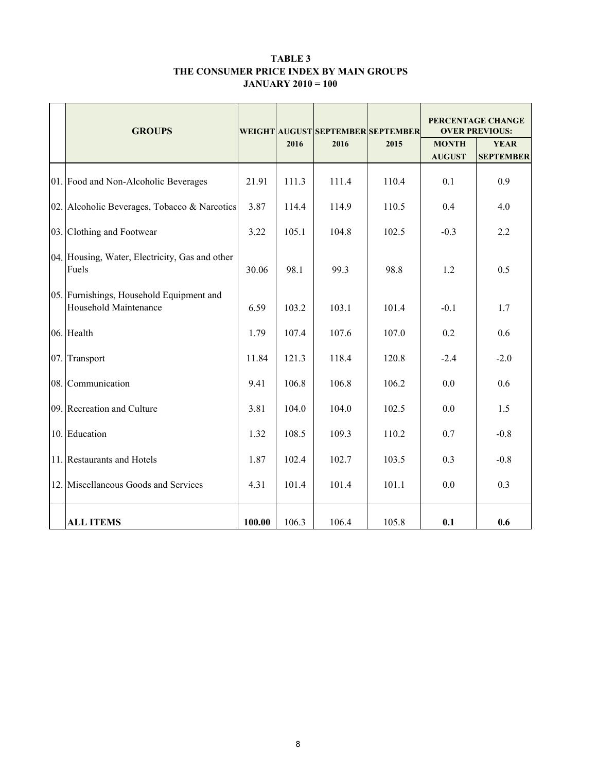# TABLE 3
## THE CONSUMER PRICE INDEX BY MAIN GROUPS
## JANUARY 2010 = 100

| | GROUPS | WEIGHT | AUGUST 2016 | SEPTEMBER 2016 | SEPTEMBER 2015 | PERCENTAGE CHANGE OVER PREVIOUS: | |
|---|---|---|---|---|---|---|---|
| | | | | | | MONTH AUGUST | YEAR SEPTEMBER |
| 01. | Food and Non-Alcoholic Beverages | 21.91 | 111.3 | 111.4 | 110.4 | 0.1 | 0.9 |
| 02. | Alcoholic Beverages, Tobacco & Narcotics | 3.87 | 114.4 | 114.9 | 110.5 | 0.4 | 4.0 |
| 03. | Clothing and Footwear | 3.22 | 105.1 | 104.8 | 102.5 | -0.3 | 2.2 |
| 04. | Housing, Water, Electricity, Gas and other Fuels | 30.06 | 98.1 | 99.3 | 98.8 | 1.2 | 0.5 |
| 05. | Furnishings, Household Equipment and Household Maintenance | 6.59 | 103.2 | 103.1 | 101.4 | -0.1 | 1.7 |
| 06. | Health | 1.79 | 107.4 | 107.6 | 107.0 | 0.2 | 0.6 |
| 07. | Transport | 11.84 | 121.3 | 118.4 | 120.8 | -2.4 | -2.0 |
| 08. | Communication | 9.41 | 106.8 | 106.8 | 106.2 | 0.0 | 0.6 |
| 09. | Recreation and Culture | 3.81 | 104.0 | 104.0 | 102.5 | 0.0 | 1.5 |
| 10. | Education | 1.32 | 108.5 | 109.3 | 110.2 | 0.7 | -0.8 |
| 11. | Restaurants and Hotels | 1.87 | 102.4 | 102.7 | 103.5 | 0.3 | -0.8 |
| 12. | Miscellaneous Goods and Services | 4.31 | 101.4 | 101.4 | 101.1 | 0.0 | 0.3 |
| | **ALL ITEMS** | **100.00** | 106.3 | 106.4 | 105.8 | **0.1** | **0.6** |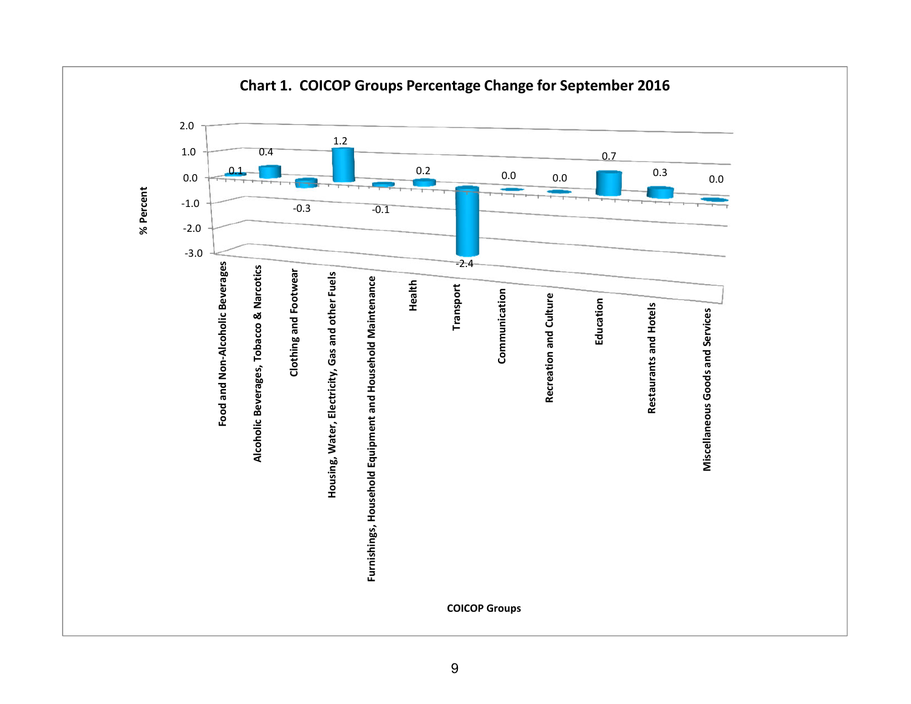**Chart 1. COICOP Groups Percentage Change for September 2016**

| COICOP Groups | % Percent |
|---|---|
| Food and Non-Alcoholic Beverages | 0.1 |
| Alcoholic Beverages, Tobacco & Narcotics | 0.4 |
| Clothing and Footwear | -0.3 |
| Housing, Water, Electricity, Gas and other Fuels | 1.2 |
| Furnishings, Household Equipment and Household Maintenance | -0.1 |
| Health | 0.2 |
| Transport | -2.4 |
| Communication | 0.0 |
| Recreation and Culture | 0.0 |
| Education | 0.7 |
| Restaurants and Hotels | 0.3 |
| Miscellaneous Goods and Services | 0.0 |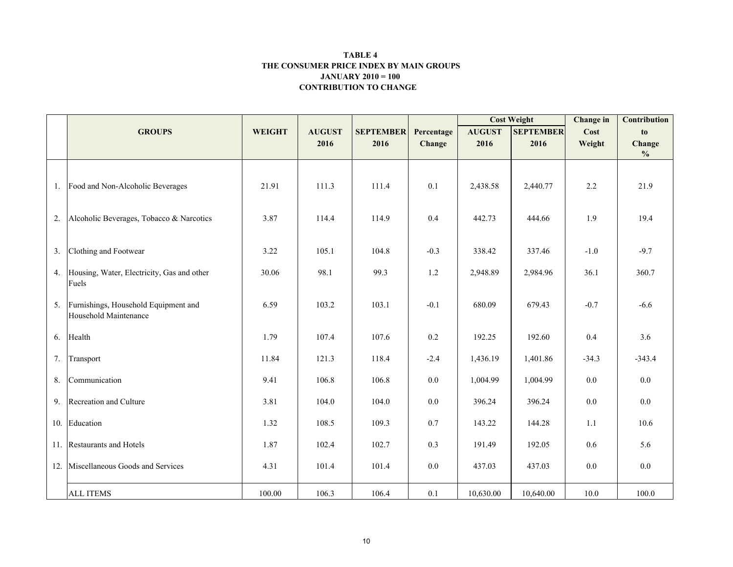**TABLE 4**
**THE CONSUMER PRICE INDEX BY MAIN GROUPS**
**JANUARY 2010 = 100**
**CONTRIBUTION TO CHANGE**

| | GROUPS | WEIGHT | AUGUST 2016 | SEPTEMBER 2016 | Percentage Change | Cost Weight | | Change in Cost Weight | Contribution to Change % |
|---|---|---|---|---|---|---|---|---|---|
| | | | | | | AUGUST 2016 | SEPTEMBER 2016 | | |
| 1. | Food and Non-Alcoholic Beverages | 21.91 | 111.3 | 111.4 | 0.1 | 2,438.58 | 2,440.77 | 2.2 | 21.9 |
| 2. | Alcoholic Beverages, Tobacco & Narcotics | 3.87 | 114.4 | 114.9 | 0.4 | 442.73 | 444.66 | 1.9 | 19.4 |
| 3. | Clothing and Footwear | 3.22 | 105.1 | 104.8 | -0.3 | 338.42 | 337.46 | -1.0 | -9.7 |
| 4. | Housing, Water, Electricity, Gas and other Fuels | 30.06 | 98.1 | 99.3 | 1.2 | 2,948.89 | 2,984.96 | 36.1 | 360.7 |
| 5. | Furnishings, Household Equipment and Household Maintenance | 6.59 | 103.2 | 103.1 | -0.1 | 680.09 | 679.43 | -0.7 | -6.6 |
| 6. | Health | 1.79 | 107.4 | 107.6 | 0.2 | 192.25 | 192.60 | 0.4 | 3.6 |
| 7. | Transport | 11.84 | 121.3 | 118.4 | -2.4 | 1,436.19 | 1,401.86 | -34.3 | -343.4 |
| 8. | Communication | 9.41 | 106.8 | 106.8 | 0.0 | 1,004.99 | 1,004.99 | 0.0 | 0.0 |
| 9. | Recreation and Culture | 3.81 | 104.0 | 104.0 | 0.0 | 396.24 | 396.24 | 0.0 | 0.0 |
| 10. | Education | 1.32 | 108.5 | 109.3 | 0.7 | 143.22 | 144.28 | 1.1 | 10.6 |
| 11. | Restaurants and Hotels | 1.87 | 102.4 | 102.7 | 0.3 | 191.49 | 192.05 | 0.6 | 5.6 |
| 12. | Miscellaneous Goods and Services | 4.31 | 101.4 | 101.4 | 0.0 | 437.03 | 437.03 | 0.0 | 0.0 |
| | ALL ITEMS | 100.00 | 106.3 | 106.4 | 0.1 | 10,630.00 | 10,640.00 | 10.0 | 100.0 |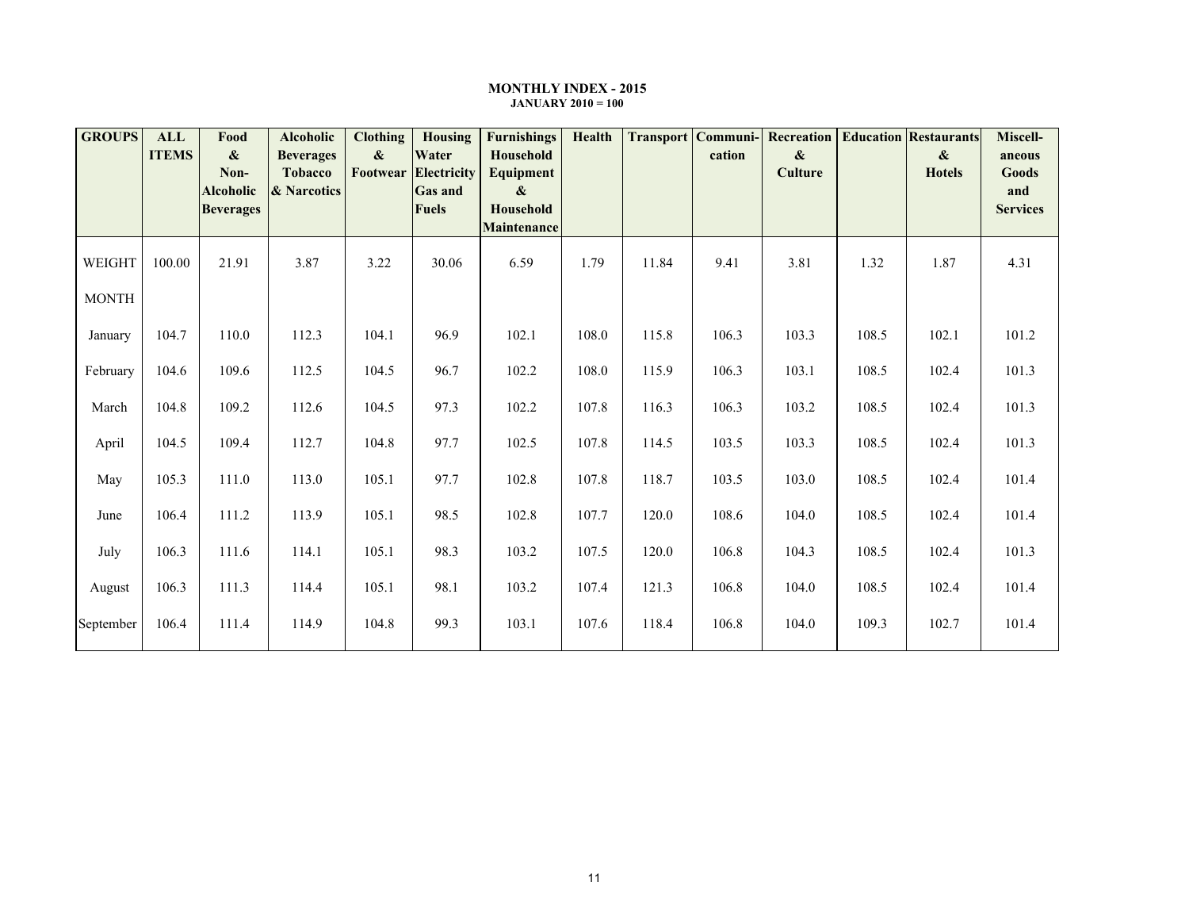**MONTHLY INDEX - 2015**
**JANUARY 2010 = 100**

| GROUPS | ALL ITEMS | Food & Non-Alcoholic Beverages | Alcoholic Beverages Tobacco & Narcotics | Clothing & Footwear | Housing Water Electricity Gas and Fuels | Furnishings Household Equipment & Household Maintenance | Health | Transport | Communi-cation | Recreation & Culture | Education | Restaurants & Hotels | Miscell-aneous Goods and Services |
|---|---|---|---|---|---|---|---|---|---|---|---|---|---|
| WEIGHT | 100.00 | 21.91 | 3.87 | 3.22 | 30.06 | 6.59 | 1.79 | 11.84 | 9.41 | 3.81 | 1.32 | 1.87 | 4.31 |
| MONTH | | | | | | | | | | | | | |
| January | 104.7 | 110.0 | 112.3 | 104.1 | 96.9 | 102.1 | 108.0 | 115.8 | 106.3 | 103.3 | 108.5 | 102.1 | 101.2 |
| February | 104.6 | 109.6 | 112.5 | 104.5 | 96.7 | 102.2 | 108.0 | 115.9 | 106.3 | 103.1 | 108.5 | 102.4 | 101.3 |
| March | 104.8 | 109.2 | 112.6 | 104.5 | 97.3 | 102.2 | 107.8 | 116.3 | 106.3 | 103.2 | 108.5 | 102.4 | 101.3 |
| April | 104.5 | 109.4 | 112.7 | 104.8 | 97.7 | 102.5 | 107.8 | 114.5 | 103.5 | 103.3 | 108.5 | 102.4 | 101.3 |
| May | 105.3 | 111.0 | 113.0 | 105.1 | 97.7 | 102.8 | 107.8 | 118.7 | 103.5 | 103.0 | 108.5 | 102.4 | 101.4 |
| June | 106.4 | 111.2 | 113.9 | 105.1 | 98.5 | 102.8 | 107.7 | 120.0 | 108.6 | 104.0 | 108.5 | 102.4 | 101.4 |
| July | 106.3 | 111.6 | 114.1 | 105.1 | 98.3 | 103.2 | 107.5 | 120.0 | 106.8 | 104.3 | 108.5 | 102.4 | 101.3 |
| August | 106.3 | 111.3 | 114.4 | 105.1 | 98.1 | 103.2 | 107.4 | 121.3 | 106.8 | 104.0 | 108.5 | 102.4 | 101.4 |
| September | 106.4 | 111.4 | 114.9 | 104.8 | 99.3 | 103.1 | 107.6 | 118.4 | 106.8 | 104.0 | 109.3 | 102.7 | 101.4 |